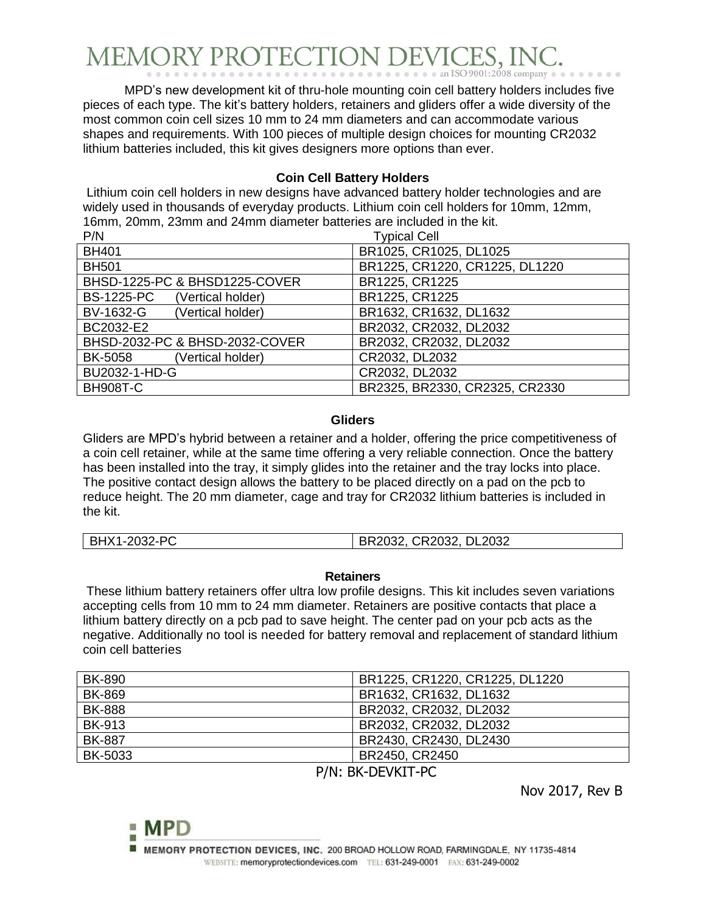# MEMORY PROTECTION DEVICES, INC.

an ISO 9001:2008 company

MPD's new development kit of thru-hole mounting coin cell battery holders includes five pieces of each type. The kit's battery holders, retainers and gliders offer a wide diversity of the most common coin cell sizes 10 mm to 24 mm diameters and can accommodate various shapes and requirements. With 100 pieces of multiple design choices for mounting CR2032 lithium batteries included, this kit gives designers more options than ever.

### Coin Cell Battery Holders

Lithium coin cell holders in new designs have advanced battery holder technologies and are widely used in thousands of everyday products. Lithium coin cell holders for 10mm, 12mm, 16mm, 20mm, 23mm and 24mm diameter batteries are included in the kit.

| P/N | Typical Cell |
|---|---|
| BH401 | BR1025, CR1025, DL1025 |
| BH501 | BR1225, CR1220, CR1225, DL1220 |
| BHSD-1225-PC & BHSD1225-COVER | BR1225, CR1225 |
| BS-1225-PC (Vertical holder) | BR1225, CR1225 |
| BV-1632-G (Vertical holder) | BR1632, CR1632, DL1632 |
| BC2032-E2 | BR2032, CR2032, DL2032 |
| BHSD-2032-PC & BHSD-2032-COVER | BR2032, CR2032, DL2032 |
| BK-5058 (Vertical holder) | CR2032, DL2032 |
| BU2032-1-HD-G | CR2032, DL2032 |
| BH908T-C | BR2325, BR2330, CR2325, CR2330 |

### Gliders

Gliders are MPD's hybrid between a retainer and a holder, offering the price competitiveness of a coin cell retainer, while at the same time offering a very reliable connection. Once the battery has been installed into the tray, it simply glides into the retainer and the tray locks into place. The positive contact design allows the battery to be placed directly on a pad on the pcb to reduce height. The 20 mm diameter, cage and tray for CR2032 lithium batteries is included in the kit.

| BHX1-2032-PC | BR2032, CR2032, DL2032 |
|---|---|

### Retainers

These lithium battery retainers offer ultra low profile designs. This kit includes seven variations accepting cells from 10 mm to 24 mm diameter. Retainers are positive contacts that place a lithium battery directly on a pcb pad to save height. The center pad on your pcb acts as the negative. Additionally no tool is needed for battery removal and replacement of standard lithium coin cell batteries

| BK-890 | BR1225, CR1220, CR1225, DL1220 |
|---|---|
| BK-869 | BR1632, CR1632, DL1632 |
| BK-888 | BR2032, CR2032, DL2032 |
| BK-913 | BR2032, CR2032, DL2032 |
| BK-887 | BR2430, CR2430, DL2430 |
| BK-5033 | BR2450, CR2450 |

P/N: BK-DEVKIT-PC

Nov 2017, Rev B

MPD

MEMORY PROTECTION DEVICES, INC. 200 BROAD HOLLOW ROAD, FARMINGDALE, NY 11735-4814
WEBSITE: memoryprotectiondevices.com TEL: 631-249-0001 FAX: 631-249-0002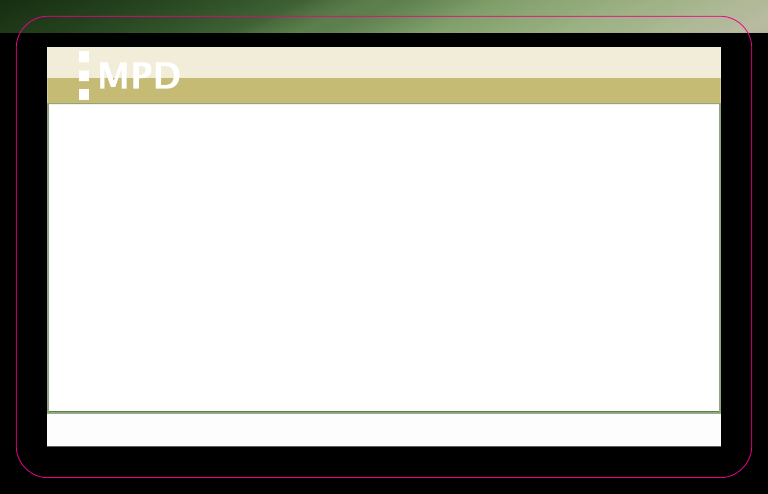MPD